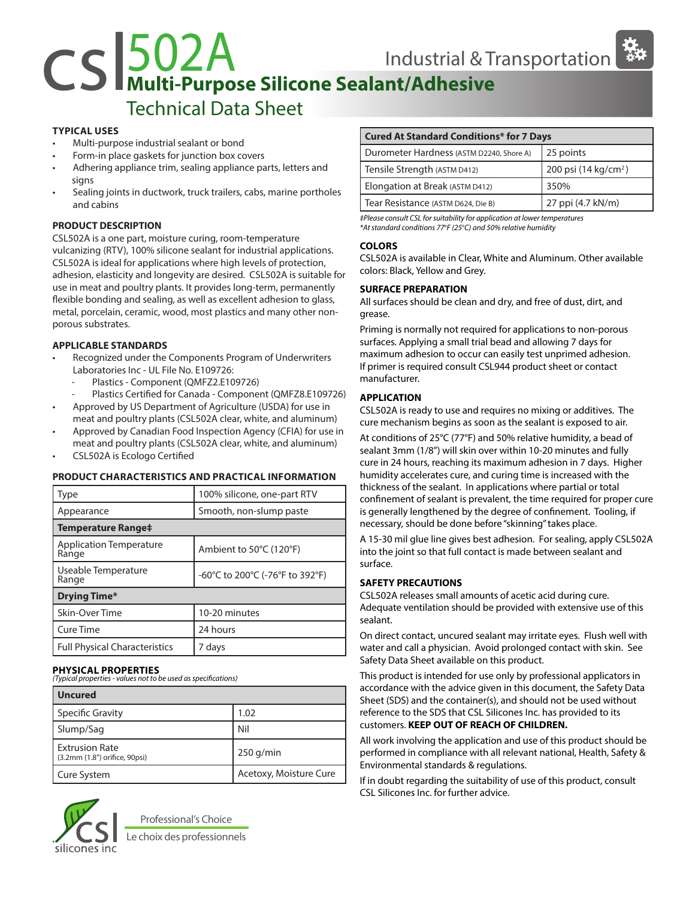# csl 502A Multi-Purpose Silicone Sealant/Adhesive

Industrial & Transportation

## Technical Data Sheet

### TYPICAL USES

- Multi-purpose industrial sealant or bond
- Form-in place gaskets for junction box covers
- Adhering appliance trim, sealing appliance parts, letters and signs
- Sealing joints in ductwork, truck trailers, cabs, marine portholes and cabins

### PRODUCT DESCRIPTION

CSL502A is a one part, moisture curing, room-temperature vulcanizing (RTV), 100% silicone sealant for industrial applications. CSL502A is ideal for applications where high levels of protection, adhesion, elasticity and longevity are desired. CSL502A is suitable for use in meat and poultry plants. It provides long-term, permanently flexible bonding and sealing, as well as excellent adhesion to glass, metal, porcelain, ceramic, wood, most plastics and many other non-porous substrates.

### APPLICABLE STANDARDS

- Recognized under the Components Program of Underwriters Laboratories Inc - UL File No. E109726:
  - Plastics - Component (QMFZ2.E109726)
  - Plastics Certified for Canada - Component (QMFZ8.E109726)
- Approved by US Department of Agriculture (USDA) for use in meat and poultry plants (CSL502A clear, white, and aluminum)
- Approved by Canadian Food Inspection Agency (CFIA) for use in meat and poultry plants (CSL502A clear, white, and aluminum)
- CSL502A is Ecologo Certified

### PRODUCT CHARACTERISTICS AND PRACTICAL INFORMATION

| | |
|---|---|
| Type | 100% silicone, one-part RTV |
| Appearance | Smooth, non-slump paste |
| **Temperature Range‡** | |
| Application Temperature Range | Ambient to 50°C (120°F) |
| Useable Temperature Range | -60°C to 200°C (-76°F to 392°F) |
| **Drying Time*** | |
| Skin-Over Time | 10-20 minutes |
| Cure Time | 24 hours |
| Full Physical Characteristics | 7 days |

### PHYSICAL PROPERTIES

*(Typical properties - values not to be used as specifications)*

| **Uncured** | |
|---|---|
| Specific Gravity | 1.02 |
| Slump/Sag | Nil |
| Extrusion Rate (3.2mm (1.8") orifice, 90psi) | 250 g/min |
| Cure System | Acetoxy, Moisture Cure |

| **Cured At Standard Conditions* for 7 Days** | |
|---|---|
| Durometer Hardness (ASTM D2240, Shore A) | 25 points |
| Tensile Strength (ASTM D412) | 200 psi (14 kg/cm$^2$) |
| Elongation at Break (ASTM D412) | 350% |
| Tear Resistance (ASTM D624, Die B) | 27 ppi (4.7 kN/m) |

*‡Please consult CSL for suitability for application at lower temperatures*
*\*At standard conditions 77°F (25°C) and 50% relative humidity*

### COLORS

CSL502A is available in Clear, White and Aluminum. Other available colors: Black, Yellow and Grey.

### SURFACE PREPARATION

All surfaces should be clean and dry, and free of dust, dirt, and grease.

Priming is normally not required for applications to non-porous surfaces. Applying a small trial bead and allowing 7 days for maximum adhesion to occur can easily test unprimed adhesion. If primer is required consult CSL944 product sheet or contact manufacturer.

### APPLICATION

CSL502A is ready to use and requires no mixing or additives. The cure mechanism begins as soon as the sealant is exposed to air.

At conditions of 25°C (77°F) and 50% relative humidity, a bead of sealant 3mm (1/8") will skin over within 10-20 minutes and fully cure in 24 hours, reaching its maximum adhesion in 7 days. Higher humidity accelerates cure, and curing time is increased with the thickness of the sealant. In applications where partial or total confinement of sealant is prevalent, the time required for proper cure is generally lengthened by the degree of confinement. Tooling, if necessary, should be done before "skinning" takes place.

A 15-30 mil glue line gives best adhesion. For sealing, apply CSL502A into the joint so that full contact is made between sealant and surface.

### SAFETY PRECAUTIONS

CSL502A releases small amounts of acetic acid during cure. Adequate ventilation should be provided with extensive use of this sealant.

On direct contact, uncured sealant may irritate eyes. Flush well with water and call a physician. Avoid prolonged contact with skin. See Safety Data Sheet available on this product.

This product is intended for use only by professional applicators in accordance with the advice given in this document, the Safety Data Sheet (SDS) and the container(s), and should not be used without reference to the SDS that CSL Silicones Inc. has provided to its customers. **KEEP OUT OF REACH OF CHILDREN.**

All work involving the application and use of this product should be performed in compliance with all relevant national, Health, Safety & Environmental standards & regulations.

If in doubt regarding the suitability of use of this product, consult CSL Silicones Inc. for further advice.

csl silicones inc — Professional's Choice / Le choix des professionnels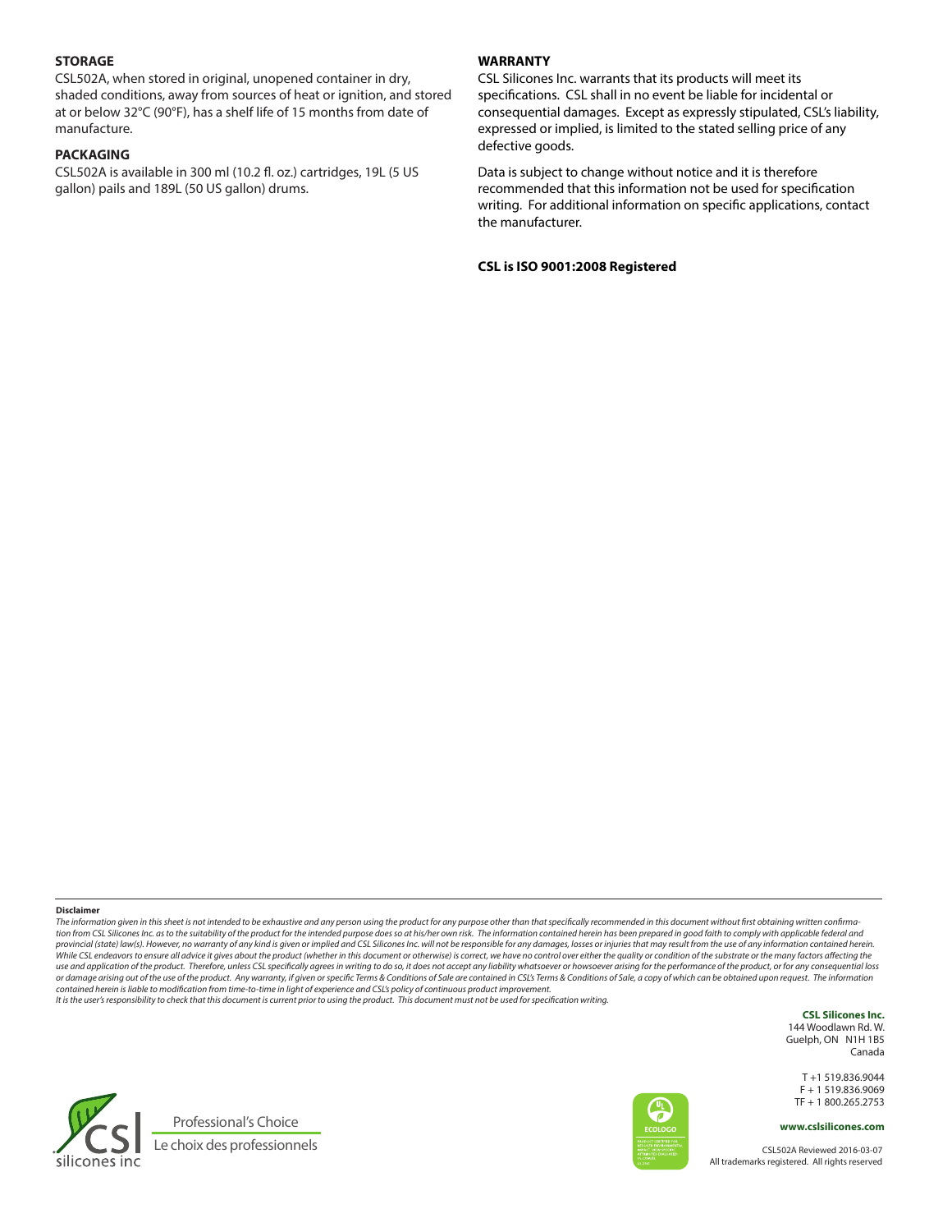## STORAGE

CSL502A, when stored in original, unopened container in dry, shaded conditions, away from sources of heat or ignition, and stored at or below 32°C (90°F), has a shelf life of 15 months from date of manufacture.

## PACKAGING

CSL502A is available in 300 ml (10.2 fl. oz.) cartridges, 19L (5 US gallon) pails and 189L (50 US gallon) drums.

## WARRANTY

CSL Silicones Inc. warrants that its products will meet its specifications. CSL shall in no event be liable for incidental or consequential damages. Except as expressly stipulated, CSL's liability, expressed or implied, is limited to the stated selling price of any defective goods.

Data is subject to change without notice and it is therefore recommended that this information not be used for specification writing. For additional information on specific applications, contact the manufacturer.

**CSL is ISO 9001:2008 Registered**

**Disclaimer**

*The information given in this sheet is not intended to be exhaustive and any person using the product for any purpose other than that specifically recommended in this document without first obtaining written confirmation from CSL Silicones Inc. as to the suitability of the product for the intended purpose does so at his/her own risk. The information contained herein has been prepared in good faith to comply with applicable federal and provincial (state) law(s). However, no warranty of any kind is given or implied and CSL Silicones Inc. will not be responsible for any damages, losses or injuries that may result from the use of any information contained herein. While CSL endeavors to ensure all advice it gives about the product (whether in this document or otherwise) is correct, we have no control over either the quality or condition of the substrate or the many factors affecting the use and application of the product. Therefore, unless CSL specifically agrees in writing to do so, it does not accept any liability whatsoever or howsoever arising for the performance of the product, or for any consequential loss or damage arising out of the use of the product. Any warranty, if given or specific Terms & Conditions of Sale are contained in CSL's Terms & Conditions of Sale, a copy of which can be obtained upon request. The information contained herein is liable to modification from time-to-time in light of experience and CSL's policy of continuous product improvement.*
*It is the user's responsibility to check that this document is current prior to using the product. This document must not be used for specification writing.*

**CSL Silicones Inc.**
144 Woodlawn Rd. W.
Guelph, ON N1H 1B5
Canada

T +1 519.836.9044
F + 1 519.836.9069
TF + 1 800.265.2753

**www.cslsilicones.com**

Professional's Choice
Le choix des professionnels

CSL502A Reviewed 2016-03-07
All trademarks registered. All rights reserved